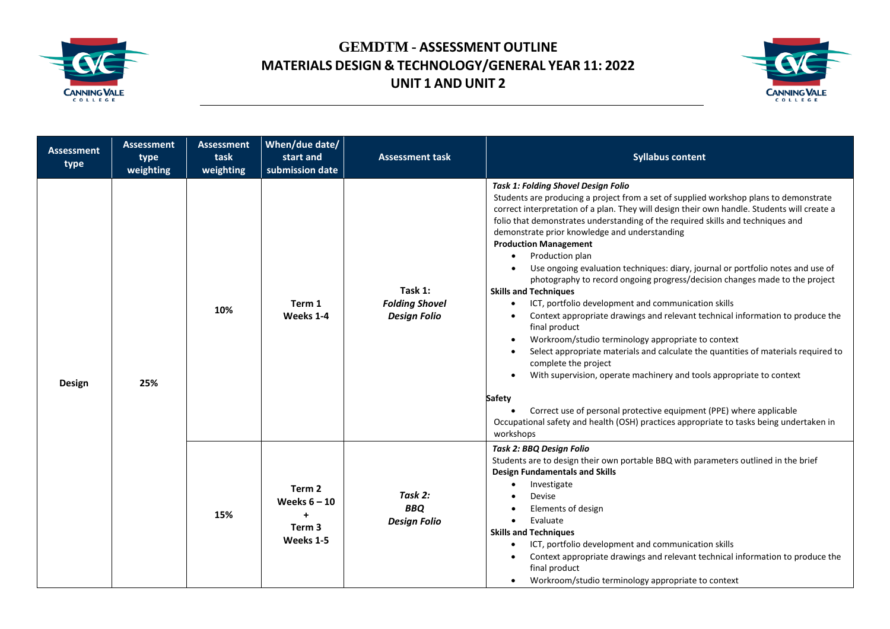# GEMDTM - ASSESSMENT OUTLINE
# MATERIALS DESIGN & TECHNOLOGY/GENERAL YEAR 11: 2022
# UNIT 1 AND UNIT 2

| Assessment type | Assessment type weighting | Assessment task weighting | When/due date/ start and submission date | Assessment task | Syllabus content |
|---|---|---|---|---|---|
| Design | 25% | 10% | Term 1 Weeks 1-4 | **Task 1: *Folding Shovel Design Folio*** | ***Task 1: Folding Shovel Design Folio*** <br> Students are producing a project from a set of supplied workshop plans to demonstrate correct interpretation of a plan. They will design their own handle. Students will create a folio that demonstrates understanding of the required skills and techniques and demonstrate prior knowledge and understanding <br> **Production Management** <br> • Production plan <br> • Use ongoing evaluation techniques: diary, journal or portfolio notes and use of photography to record ongoing progress/decision changes made to the project <br> **Skills and Techniques** <br> • ICT, portfolio development and communication skills <br> • Context appropriate drawings and relevant technical information to produce the final product <br> • Workroom/studio terminology appropriate to context <br> • Select appropriate materials and calculate the quantities of materials required to complete the project <br> • With supervision, operate machinery and tools appropriate to context <br> **Safety** <br> • Correct use of personal protective equipment (PPE) where applicable <br> Occupational safety and health (OSH) practices appropriate to tasks being undertaken in workshops |
| | | 15% | Term 2 Weeks 6 – 10 + Term 3 Weeks 1-5 | ***Task 2: BBQ Design Folio*** | ***Task 2: BBQ Design Folio*** <br> Students are to design their own portable BBQ with parameters outlined in the brief <br> **Design Fundamentals and Skills** <br> • Investigate <br> • Devise <br> • Elements of design <br> • Evaluate <br> **Skills and Techniques** <br> • ICT, portfolio development and communication skills <br> • Context appropriate drawings and relevant technical information to produce the final product <br> • Workroom/studio terminology appropriate to context |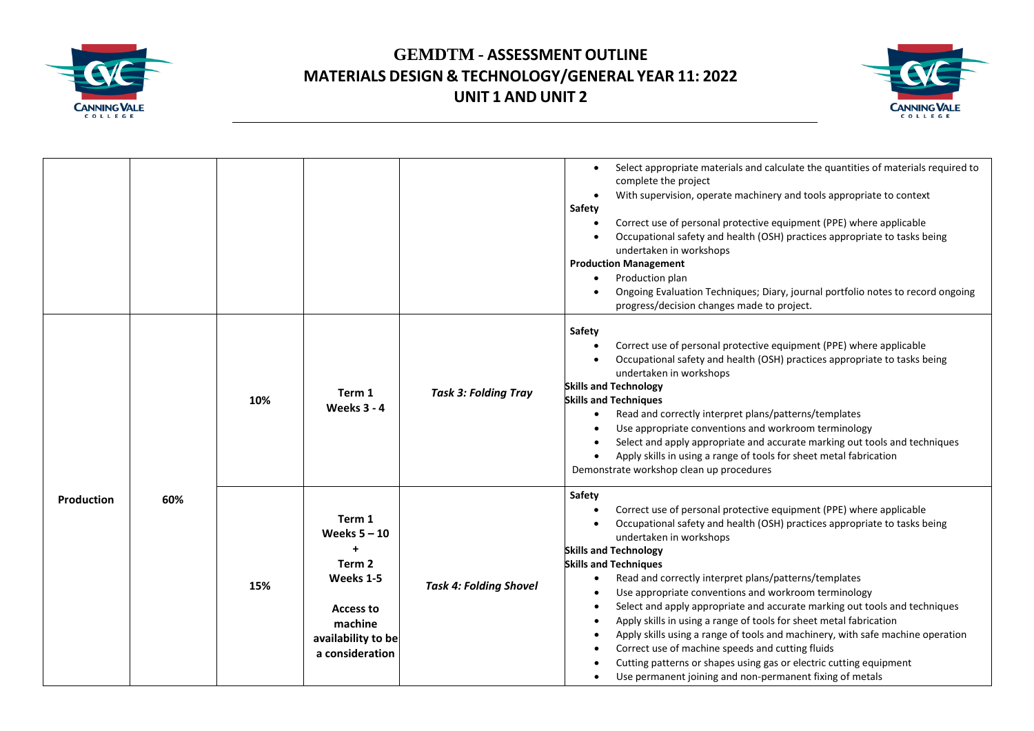# GEMDTM - ASSESSMENT OUTLINE
## MATERIALS DESIGN & TECHNOLOGY/GENERAL YEAR 11: 2022
## UNIT 1 AND UNIT 2

| | | | | | |
|---|---|---|---|---|---|
| | | | | | • Select appropriate materials and calculate the quantities of materials required to complete the project<br>• With supervision, operate machinery and tools appropriate to context<br>**Safety**<br>• Correct use of personal protective equipment (PPE) where applicable<br>• Occupational safety and health (OSH) practices appropriate to tasks being undertaken in workshops<br>**Production Management**<br>• Production plan<br>• Ongoing Evaluation Techniques; Diary, journal portfolio notes to record ongoing progress/decision changes made to project. |
| **Production** | **60%** | **10%** | **Term 1**<br>**Weeks 3 - 4** | ***Task 3: Folding Tray*** | **Safety**<br>• Correct use of personal protective equipment (PPE) where applicable<br>• Occupational safety and health (OSH) practices appropriate to tasks being undertaken in workshops<br>**Skills and Technology**<br>**Skills and Techniques**<br>• Read and correctly interpret plans/patterns/templates<br>• Use appropriate conventions and workroom terminology<br>• Select and apply appropriate and accurate marking out tools and techniques<br>• Apply skills in using a range of tools for sheet metal fabrication<br>Demonstrate workshop clean up procedures |
| | | **15%** | **Term 1**<br>**Weeks 5 – 10**<br>**+**<br>**Term 2**<br>**Weeks 1-5**<br>**Access to machine availability to be a consideration** | ***Task 4: Folding Shovel*** | **Safety**<br>• Correct use of personal protective equipment (PPE) where applicable<br>• Occupational safety and health (OSH) practices appropriate to tasks being undertaken in workshops<br>**Skills and Technology**<br>**Skills and Techniques**<br>• Read and correctly interpret plans/patterns/templates<br>• Use appropriate conventions and workroom terminology<br>• Select and apply appropriate and accurate marking out tools and techniques<br>• Apply skills in using a range of tools for sheet metal fabrication<br>• Apply skills using a range of tools and machinery, with safe machine operation<br>• Correct use of machine speeds and cutting fluids<br>• Cutting patterns or shapes using gas or electric cutting equipment<br>• Use permanent joining and non-permanent fixing of metals |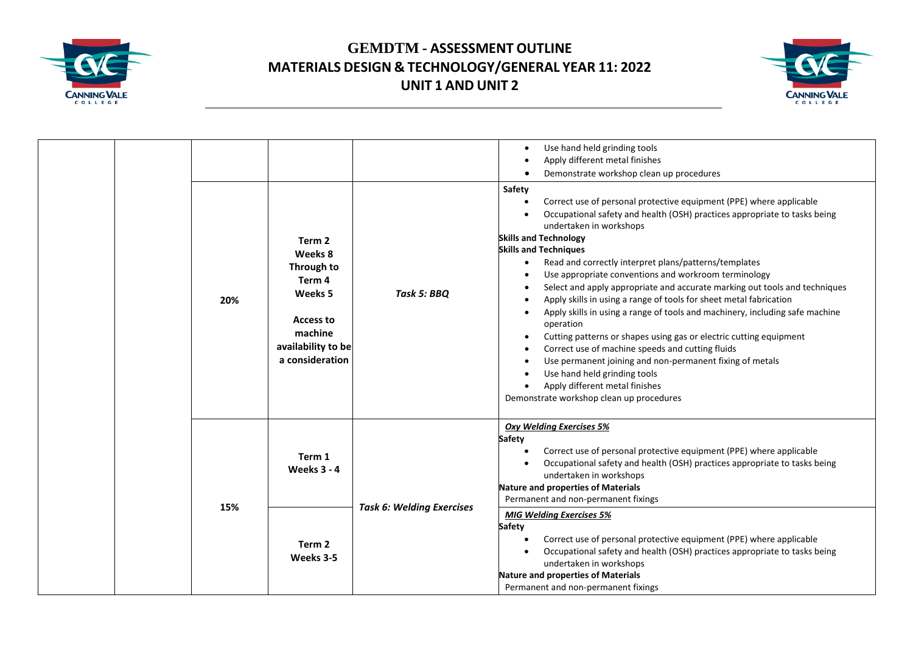# GEMDTM - ASSESSMENT OUTLINE
## MATERIALS DESIGN & TECHNOLOGY/GENERAL YEAR 11: 2022
## UNIT 1 AND UNIT 2

| | | | | | |
|---|---|---|---|---|---|
| | | | | | • Use hand held grinding tools<br>• Apply different metal finishes<br>• Demonstrate workshop clean up procedures |
| | | 20% | **Term 2 Weeks 8 Through to Term 4 Weeks 5**<br><br>**Access to machine availability to be a consideration** | ***Task 5: BBQ*** | **Safety**<br>• Correct use of personal protective equipment (PPE) where applicable<br>• Occupational safety and health (OSH) practices appropriate to tasks being undertaken in workshops<br>**Skills and Technology**<br>**Skills and Techniques**<br>• Read and correctly interpret plans/patterns/templates<br>• Use appropriate conventions and workroom terminology<br>• Select and apply appropriate and accurate marking out tools and techniques<br>• Apply skills in using a range of tools for sheet metal fabrication<br>• Apply skills in using a range of tools and machinery, including safe machine operation<br>• Cutting patterns or shapes using gas or electric cutting equipment<br>• Correct use of machine speeds and cutting fluids<br>• Use permanent joining and non-permanent fixing of metals<br>• Use hand held grinding tools<br>• Apply different metal finishes<br>Demonstrate workshop clean up procedures |
| | | 15% | **Term 1 Weeks 3 - 4** | ***Task 6: Welding Exercises*** | ***Oxy Welding Exercises 5%***<br>**Safety**<br>• Correct use of personal protective equipment (PPE) where applicable<br>• Occupational safety and health (OSH) practices appropriate to tasks being undertaken in workshops<br>**Nature and properties of Materials**<br>Permanent and non-permanent fixings |
| | | | **Term 2 Weeks 3-5** | | ***MIG Welding Exercises 5%***<br>**Safety**<br>• Correct use of personal protective equipment (PPE) where applicable<br>• Occupational safety and health (OSH) practices appropriate to tasks being undertaken in workshops<br>**Nature and properties of Materials**<br>Permanent and non-permanent fixings |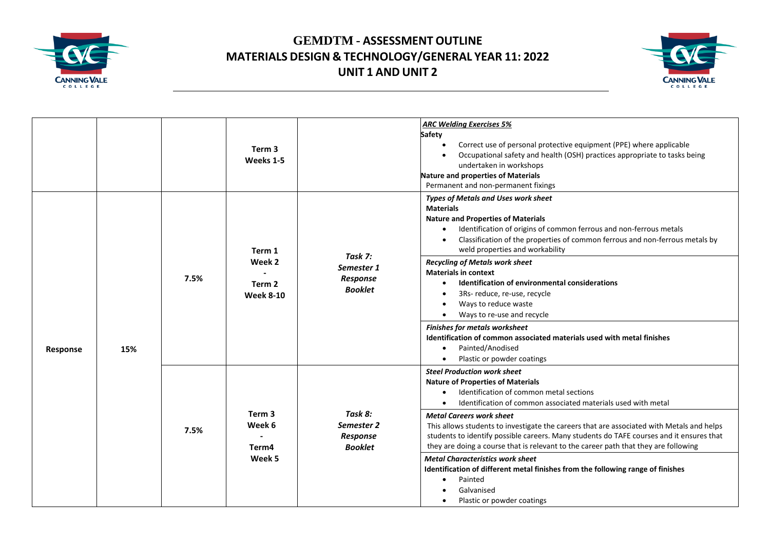# GEMDTM - ASSESSMENT OUTLINE
## MATERIALS DESIGN & TECHNOLOGY/GENERAL YEAR 11: 2022
## UNIT 1 AND UNIT 2

| | | | | | |
|---|---|---|---|---|---|
| | | | **Term 3 Weeks 1-5** | | ***ARC Welding Exercises 5%*** <br> **Safety** <br> • Correct use of personal protective equipment (PPE) where applicable <br> • Occupational safety and health (OSH) practices appropriate to tasks being undertaken in workshops <br> **Nature and properties of Materials** <br> Permanent and non-permanent fixings |
| **Response** | **15%** | **7.5%** | **Term 1 Week 2 - Term 2 Week 8-10** | ***Task 7: Semester 1 Response Booklet*** | ***Types of Metals and Uses work sheet*** <br> **Materials** <br> **Nature and Properties of Materials** <br> • Identification of origins of common ferrous and non-ferrous metals <br> • Classification of the properties of common ferrous and non-ferrous metals by weld properties and workability |
| | | | | | ***Recycling of Metals work sheet*** <br> **Materials in context** <br> • **Identification of environmental considerations** <br> • 3Rs- reduce, re-use, recycle <br> • Ways to reduce waste <br> • Ways to re-use and recycle |
| | | | | | ***Finishes for metals worksheet*** <br> **Identification of common associated materials used with metal finishes** <br> • Painted/Anodised <br> • Plastic or powder coatings |
| | | **7.5%** | **Term 3 Week 6 - Term4 Week 5** | ***Task 8: Semester 2 Response Booklet*** | ***Steel Production work sheet*** <br> **Nature of Properties of Materials** <br> • Identification of common metal sections <br> • Identification of common associated materials used with metal |
| | | | | | ***Metal Careers work sheet*** <br> This allows students to investigate the careers that are associated with Metals and helps students to identify possible careers. Many students do TAFE courses and it ensures that they are doing a course that is relevant to the career path that they are following |
| | | | | | ***Metal Characteristics work sheet*** <br> **Identification of different metal finishes from the following range of finishes** <br> • Painted <br> • Galvanised <br> • Plastic or powder coatings |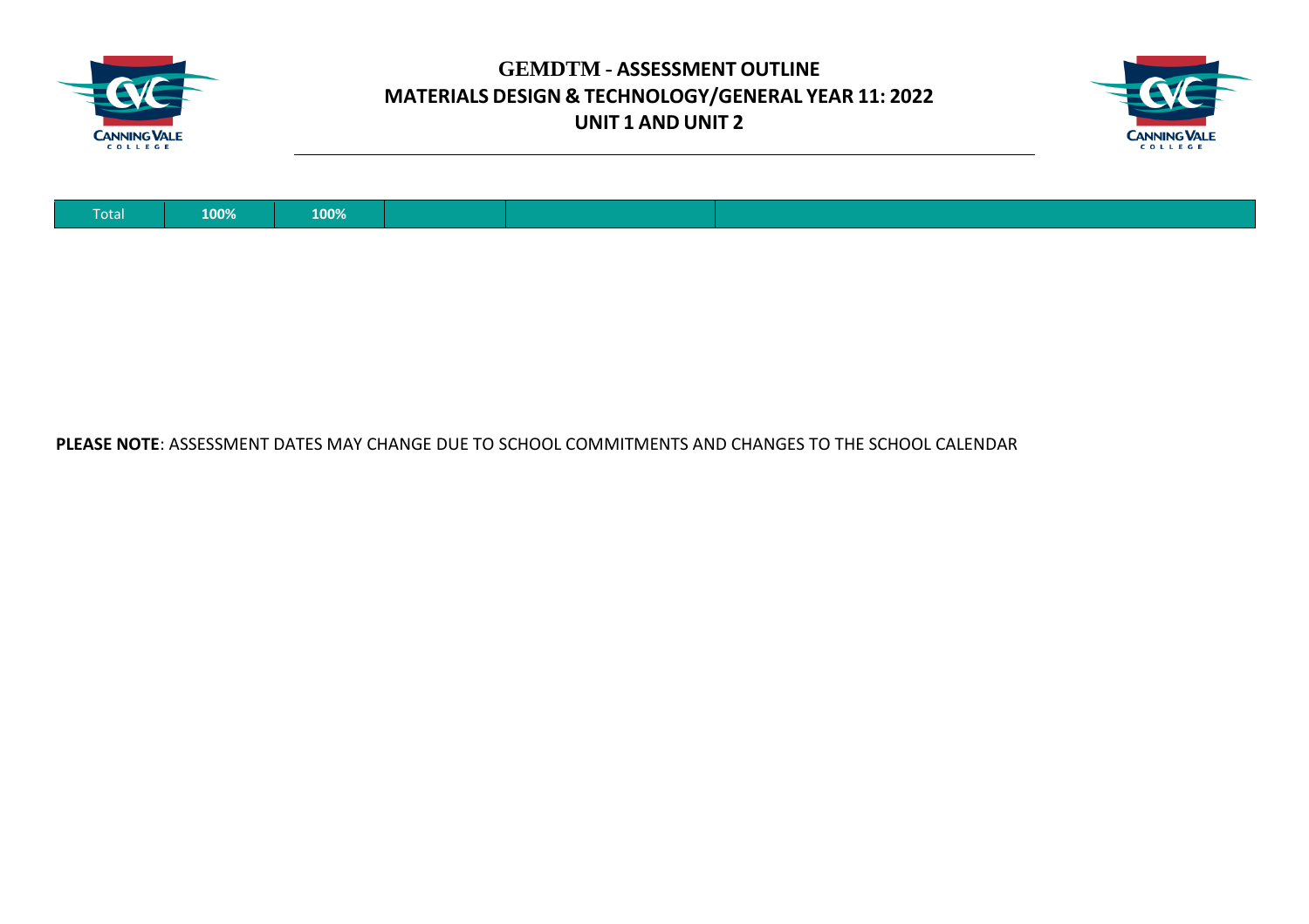| | | | | | |
|---|---|---|---|---|---|
| Total | **100%** | **100%** | | | |

**PLEASE NOTE**: ASSESSMENT DATES MAY CHANGE DUE TO SCHOOL COMMITMENTS AND CHANGES TO THE SCHOOL CALENDAR